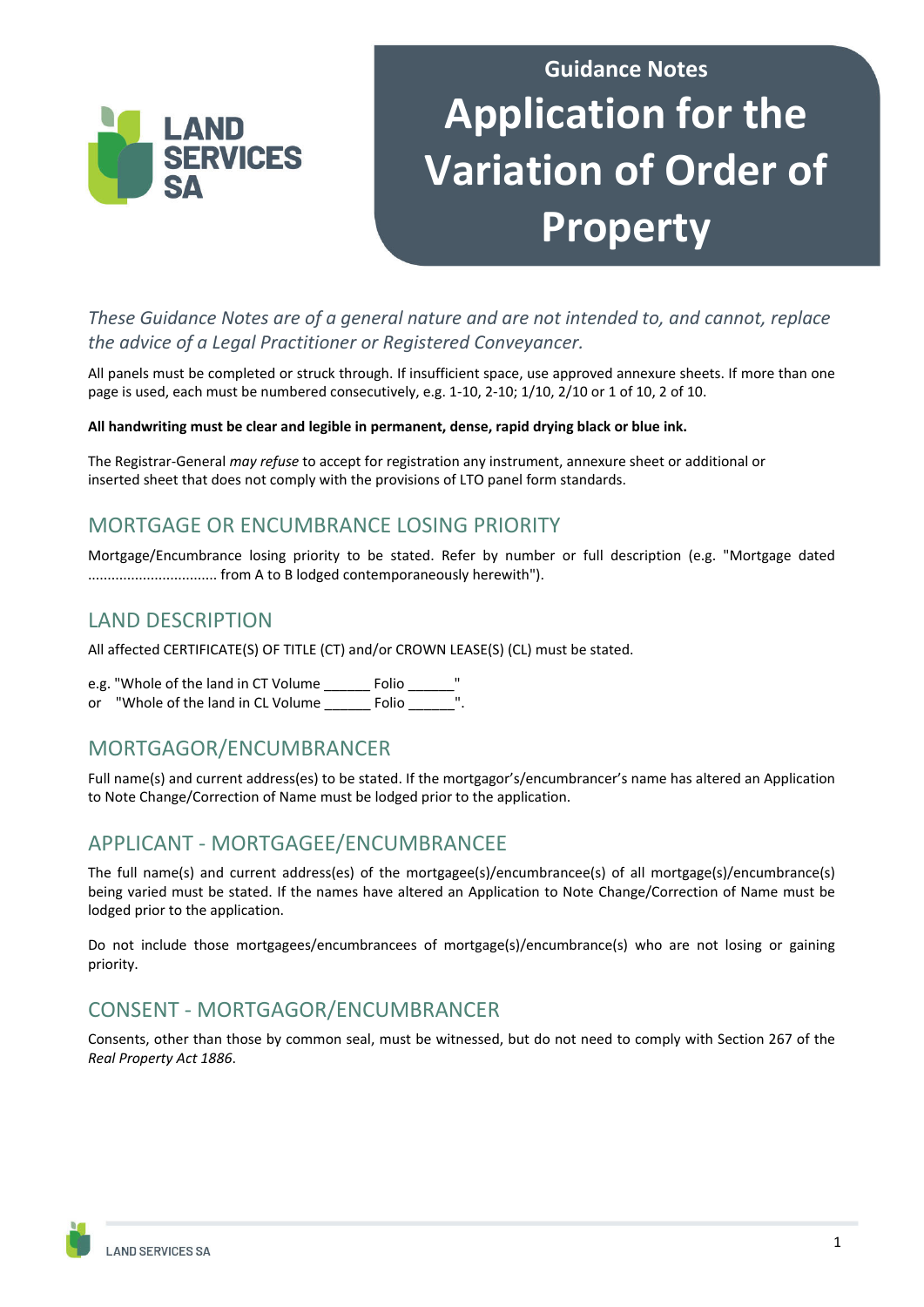Guidance Notes

# Application for the Variation of Order of Property

*These Guidance Notes are of a general nature and are not intended to, and cannot, replace the advice of a Legal Practitioner or Registered Conveyancer.*

All panels must be completed or struck through. If insufficient space, use approved annexure sheets. If more than one page is used, each must be numbered consecutively, e.g. 1-10, 2-10; 1/10, 2/10 or 1 of 10, 2 of 10.

**All handwriting must be clear and legible in permanent, dense, rapid drying black or blue ink.**

The Registrar-General *may refuse* to accept for registration any instrument, annexure sheet or additional or inserted sheet that does not comply with the provisions of LTO panel form standards.

## MORTGAGE OR ENCUMBRANCE LOSING PRIORITY

Mortgage/Encumbrance losing priority to be stated. Refer by number or full description (e.g. "Mortgage dated ................................ from A to B lodged contemporaneously herewith").

## LAND DESCRIPTION

All affected CERTIFICATE(S) OF TITLE (CT) and/or CROWN LEASE(S) (CL) must be stated.

e.g. "Whole of the land in CT Volume ______ Folio ______"
or "Whole of the land in CL Volume ______ Folio ______".

## MORTGAGOR/ENCUMBRANCER

Full name(s) and current address(es) to be stated. If the mortgagor's/encumbrancer's name has altered an Application to Note Change/Correction of Name must be lodged prior to the application.

## APPLICANT - MORTGAGEE/ENCUMBRANCEE

The full name(s) and current address(es) of the mortgagee(s)/encumbrancee(s) of all mortgage(s)/encumbrance(s) being varied must be stated. If the names have altered an Application to Note Change/Correction of Name must be lodged prior to the application.

Do not include those mortgagees/encumbrancees of mortgage(s)/encumbrance(s) who are not losing or gaining priority.

## CONSENT - MORTGAGOR/ENCUMBRANCER

Consents, other than those by common seal, must be witnessed, but do not need to comply with Section 267 of the *Real Property Act 1886.*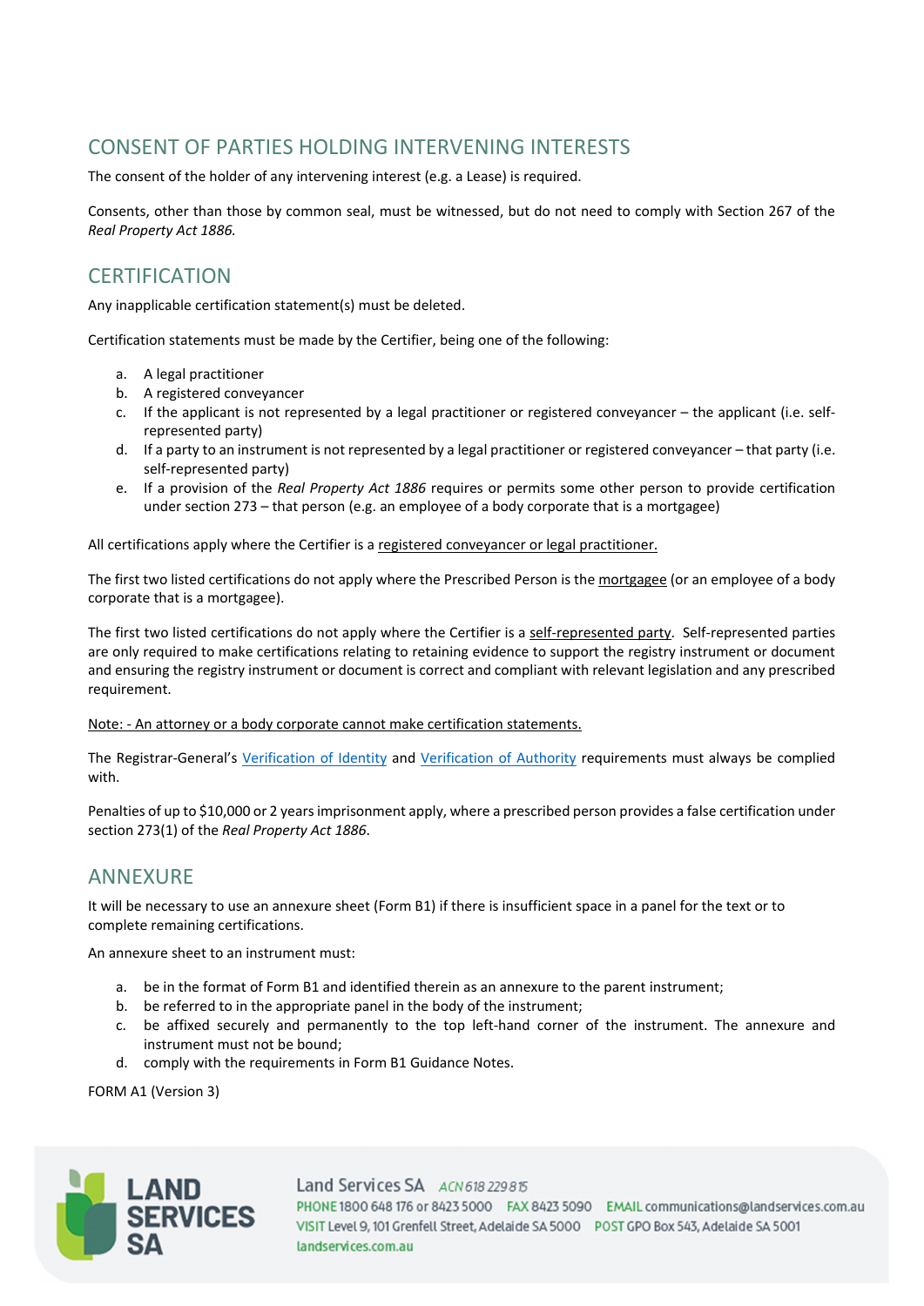## CONSENT OF PARTIES HOLDING INTERVENING INTERESTS

The consent of the holder of any intervening interest (e.g. a Lease) is required.

Consents, other than those by common seal, must be witnessed, but do not need to comply with Section 267 of the *Real Property Act 1886.*

## CERTIFICATION

Any inapplicable certification statement(s) must be deleted.

Certification statements must be made by the Certifier, being one of the following:

a. A legal practitioner
b. A registered conveyancer
c. If the applicant is not represented by a legal practitioner or registered conveyancer – the applicant (i.e. self-represented party)
d. If a party to an instrument is not represented by a legal practitioner or registered conveyancer – that party (i.e. self-represented party)
e. If a provision of the *Real Property Act 1886* requires or permits some other person to provide certification under section 273 – that person (e.g. an employee of a body corporate that is a mortgagee)

All certifications apply where the Certifier is a registered conveyancer or legal practitioner.

The first two listed certifications do not apply where the Prescribed Person is the mortgagee (or an employee of a body corporate that is a mortgagee).

The first two listed certifications do not apply where the Certifier is a self-represented party. Self-represented parties are only required to make certifications relating to retaining evidence to support the registry instrument or document and ensuring the registry instrument or document is correct and compliant with relevant legislation and any prescribed requirement.

Note: - An attorney or a body corporate cannot make certification statements.

The Registrar-General's Verification of Identity and Verification of Authority requirements must always be complied with.

Penalties of up to $10,000 or 2 years imprisonment apply, where a prescribed person provides a false certification under section 273(1) of the *Real Property Act 1886*.

## ANNEXURE

It will be necessary to use an annexure sheet (Form B1) if there is insufficient space in a panel for the text or to complete remaining certifications.

An annexure sheet to an instrument must:

a. be in the format of Form B1 and identified therein as an annexure to the parent instrument;
b. be referred to in the appropriate panel in the body of the instrument;
c. be affixed securely and permanently to the top left-hand corner of the instrument. The annexure and instrument must not be bound;
d. comply with the requirements in Form B1 Guidance Notes.

FORM A1 (Version 3)

LAND SERVICES SA

Land Services SA ACN 618 229 815
PHONE 1800 648 176 or 8423 5000 FAX 8423 5090 EMAIL communications@landservices.com.au
VISIT Level 9, 101 Grenfell Street, Adelaide SA 5000 POST GPO Box 543, Adelaide SA 5001
landservices.com.au